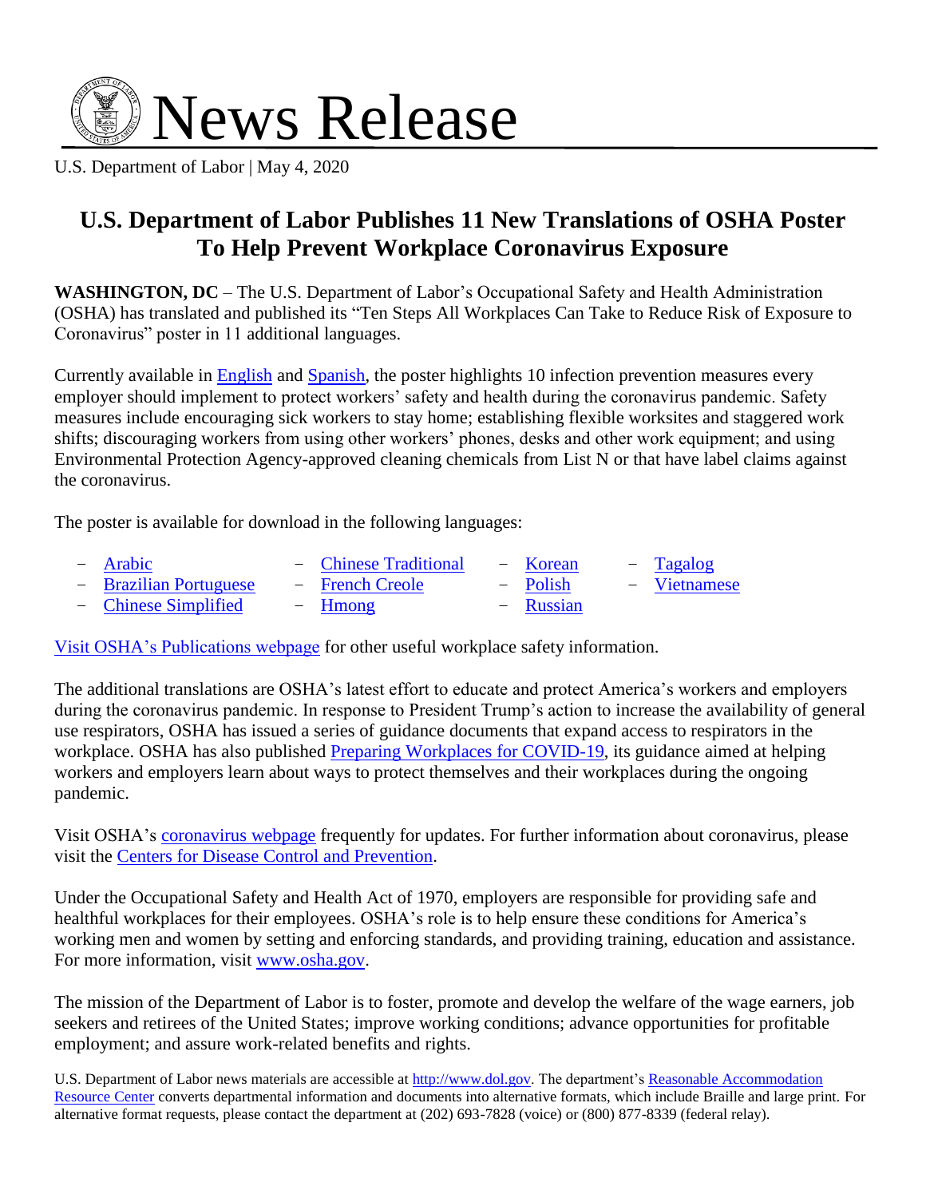# News Release

U.S. Department of Labor | May 4, 2020

## U.S. Department of Labor Publishes 11 New Translations of OSHA Poster To Help Prevent Workplace Coronavirus Exposure

**WASHINGTON, DC** – The U.S. Department of Labor's Occupational Safety and Health Administration (OSHA) has translated and published its "Ten Steps All Workplaces Can Take to Reduce Risk of Exposure to Coronavirus" poster in 11 additional languages.

Currently available in English and Spanish, the poster highlights 10 infection prevention measures every employer should implement to protect workers' safety and health during the coronavirus pandemic. Safety measures include encouraging sick workers to stay home; establishing flexible worksites and staggered work shifts; discouraging workers from using other workers' phones, desks and other work equipment; and using Environmental Protection Agency-approved cleaning chemicals from List N or that have label claims against the coronavirus.

The poster is available for download in the following languages:

- Arabic
- Brazilian Portuguese
- Chinese Simplified
- Chinese Traditional
- French Creole
- Hmong
- Korean
- Polish
- Russian
- Tagalog
- Vietnamese

Visit OSHA's Publications webpage for other useful workplace safety information.

The additional translations are OSHA's latest effort to educate and protect America's workers and employers during the coronavirus pandemic. In response to President Trump's action to increase the availability of general use respirators, OSHA has issued a series of guidance documents that expand access to respirators in the workplace. OSHA has also published Preparing Workplaces for COVID-19, its guidance aimed at helping workers and employers learn about ways to protect themselves and their workplaces during the ongoing pandemic.

Visit OSHA's coronavirus webpage frequently for updates. For further information about coronavirus, please visit the Centers for Disease Control and Prevention.

Under the Occupational Safety and Health Act of 1970, employers are responsible for providing safe and healthful workplaces for their employees. OSHA's role is to help ensure these conditions for America's working men and women by setting and enforcing standards, and providing training, education and assistance. For more information, visit www.osha.gov.

The mission of the Department of Labor is to foster, promote and develop the welfare of the wage earners, job seekers and retirees of the United States; improve working conditions; advance opportunities for profitable employment; and assure work-related benefits and rights.

U.S. Department of Labor news materials are accessible at http://www.dol.gov. The department's Reasonable Accommodation Resource Center converts departmental information and documents into alternative formats, which include Braille and large print. For alternative format requests, please contact the department at (202) 693-7828 (voice) or (800) 877-8339 (federal relay).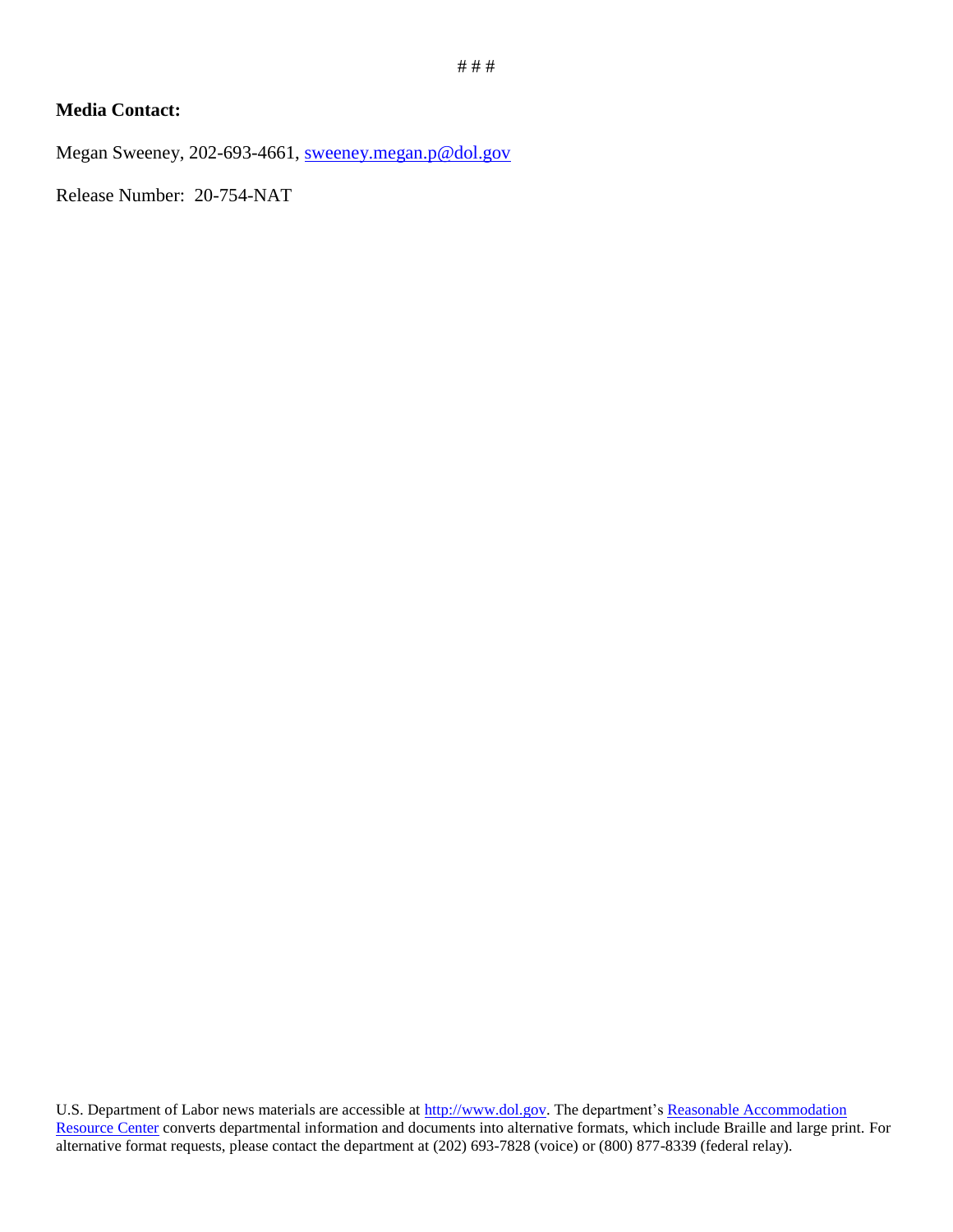# # #

**Media Contact:**

Megan Sweeney, 202-693-4661, sweeney.megan.p@dol.gov

Release Number: 20-754-NAT

U.S. Department of Labor news materials are accessible at http://www.dol.gov. The department's Reasonable Accommodation Resource Center converts departmental information and documents into alternative formats, which include Braille and large print. For alternative format requests, please contact the department at (202) 693-7828 (voice) or (800) 877-8339 (federal relay).